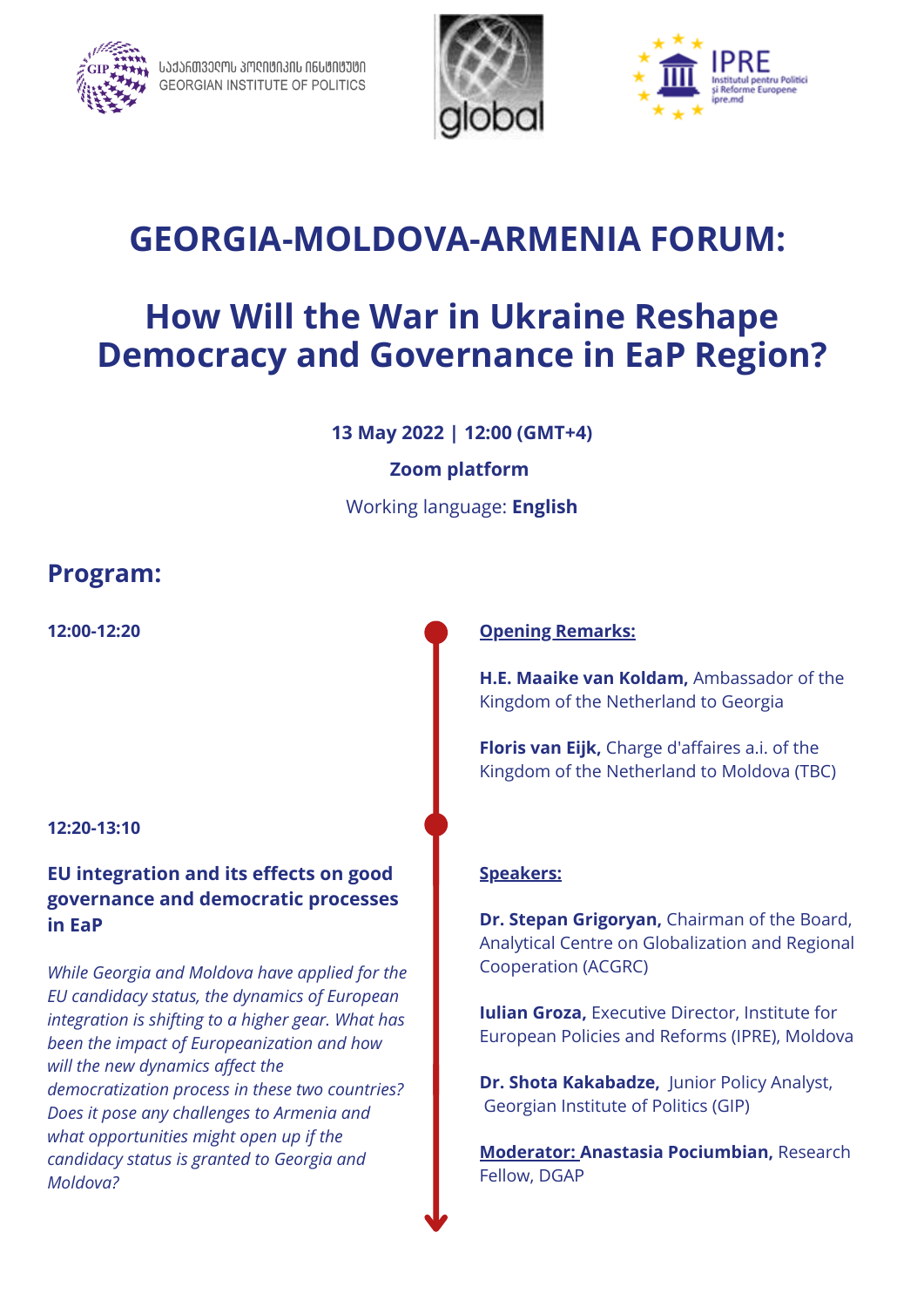საქართველოს პოლიტიკის ინსტიტუტი
GEORGIAN INSTITUTE OF POLITICS

global

IPRE
Institutul pentru Politici și Reforme Europene
ipre.md

# GEORGIA-MOLDOVA-ARMENIA FORUM:

# How Will the War in Ukraine Reshape Democracy and Governance in EaP Region?

**13 May 2022 | 12:00 (GMT+4)**

**Zoom platform**

Working language: **English**

## Program:

**12:00-12:20**

**Opening Remarks:**

**H.E. Maaike van Koldam,** Ambassador of the Kingdom of the Netherland to Georgia

**Floris van Eijk,** Charge d'affaires a.i. of the Kingdom of the Netherland to Moldova (TBC)

**12:20-13:10**

**EU integration and its effects on good governance and democratic processes in EaP**

*While Georgia and Moldova have applied for the EU candidacy status, the dynamics of European integration is shifting to a higher gear. What has been the impact of Europeanization and how will the new dynamics affect the democratization process in these two countries? Does it pose any challenges to Armenia and what opportunities might open up if the candidacy status is granted to Georgia and Moldova?*

**Speakers:**

**Dr. Stepan Grigoryan,** Chairman of the Board, Analytical Centre on Globalization and Regional Cooperation (ACGRC)

**Iulian Groza,** Executive Director, Institute for European Policies and Reforms (IPRE), Moldova

**Dr. Shota Kakabadze,** Junior Policy Analyst, Georgian Institute of Politics (GIP)

**Moderator: Anastasia Pociumbian,** Research Fellow, DGAP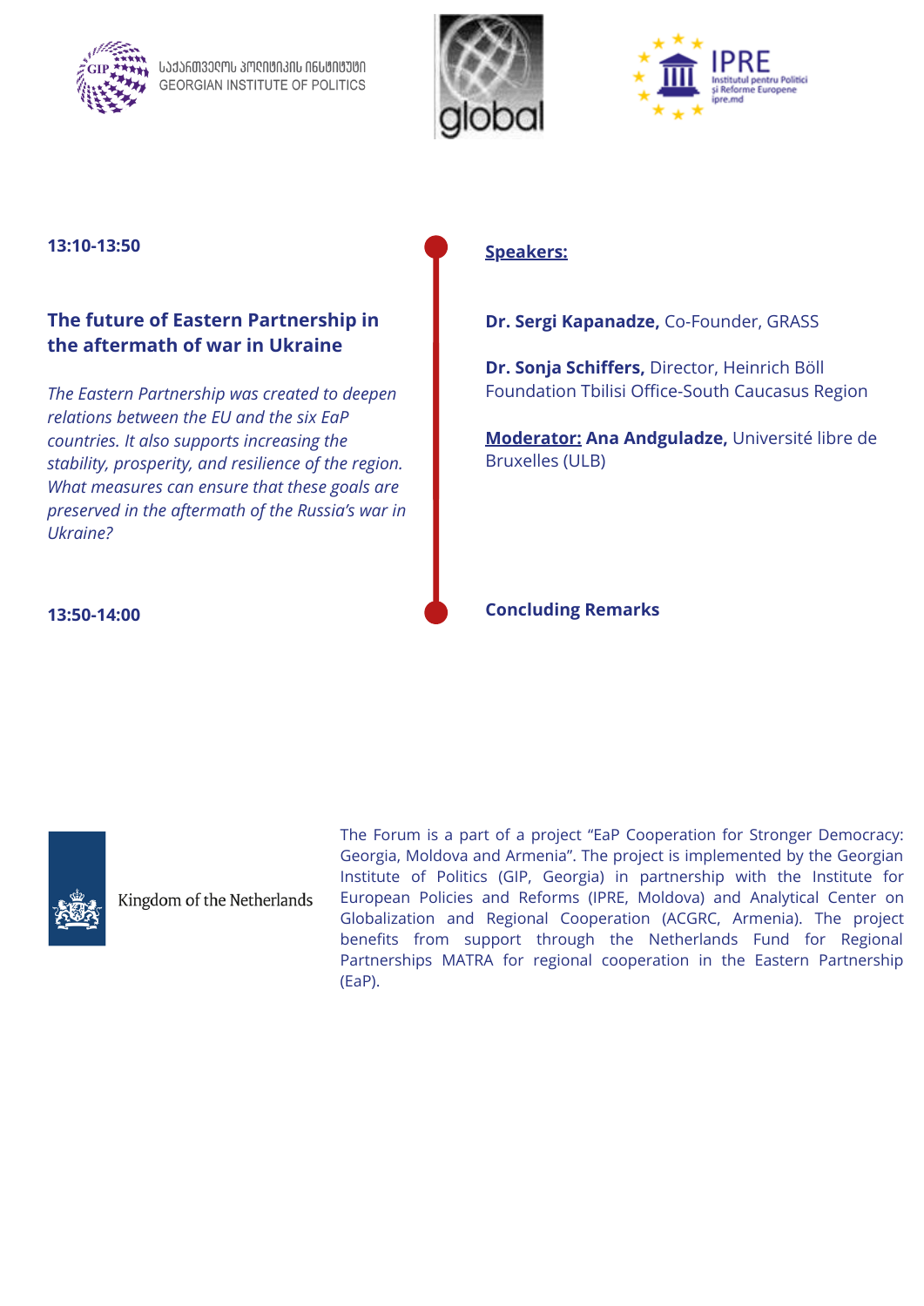**13:10-13:50**

**The future of Eastern Partnership in the aftermath of war in Ukraine**

*The Eastern Partnership was created to deepen relations between the EU and the six EaP countries. It also supports increasing the stability, prosperity, and resilience of the region. What measures can ensure that these goals are preserved in the aftermath of the Russia's war in Ukraine?*

**Speakers:**

**Dr. Sergi Kapanadze,** Co-Founder, GRASS

**Dr. Sonja Schiffers,** Director, Heinrich Böll Foundation Tbilisi Office-South Caucasus Region

**Moderator: Ana Andguladze,** Université libre de Bruxelles (ULB)

**13:50-14:00**

**Concluding Remarks**

Kingdom of the Netherlands

The Forum is a part of a project "EaP Cooperation for Stronger Democracy: Georgia, Moldova and Armenia". The project is implemented by the Georgian Institute of Politics (GIP, Georgia) in partnership with the Institute for European Policies and Reforms (IPRE, Moldova) and Analytical Center on Globalization and Regional Cooperation (ACGRC, Armenia). The project benefits from support through the Netherlands Fund for Regional Partnerships MATRA for regional cooperation in the Eastern Partnership (EaP).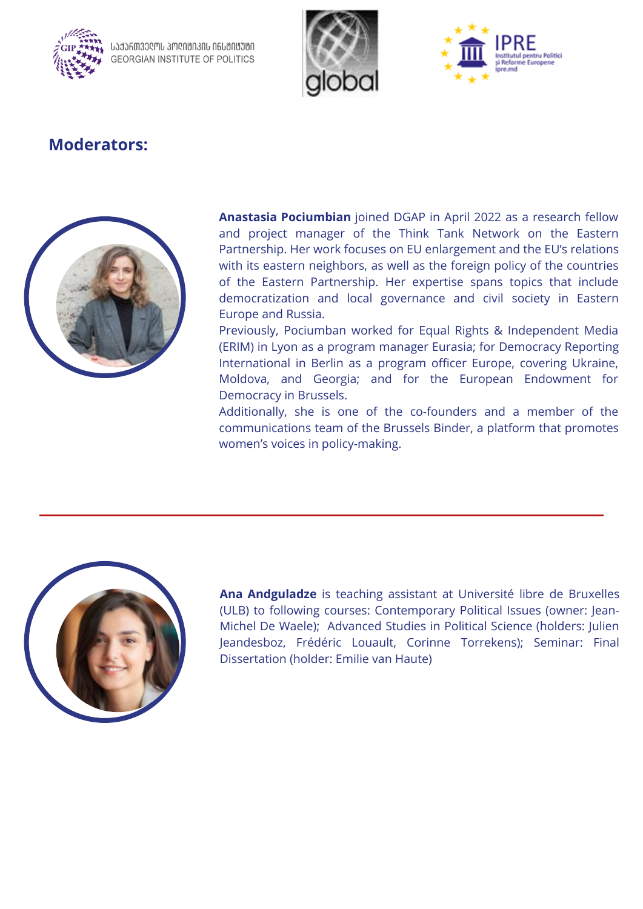## Moderators:

**Anastasia Pociumbian** joined DGAP in April 2022 as a research fellow and project manager of the Think Tank Network on the Eastern Partnership. Her work focuses on EU enlargement and the EU's relations with its eastern neighbors, as well as the foreign policy of the countries of the Eastern Partnership. Her expertise spans topics that include democratization and local governance and civil society in Eastern Europe and Russia.

Previously, Pociumban worked for Equal Rights & Independent Media (ERIM) in Lyon as a program manager Eurasia; for Democracy Reporting International in Berlin as a program officer Europe, covering Ukraine, Moldova, and Georgia; and for the European Endowment for Democracy in Brussels.

Additionally, she is one of the co-founders and a member of the communications team of the Brussels Binder, a platform that promotes women's voices in policy-making.

---

**Ana Andguladze** is teaching assistant at Université libre de Bruxelles (ULB) to following courses: Contemporary Political Issues (owner: Jean-Michel De Waele); Advanced Studies in Political Science (holders: Julien Jeandesboz, Frédéric Louault, Corinne Torrekens); Seminar: Final Dissertation (holder: Emilie van Haute)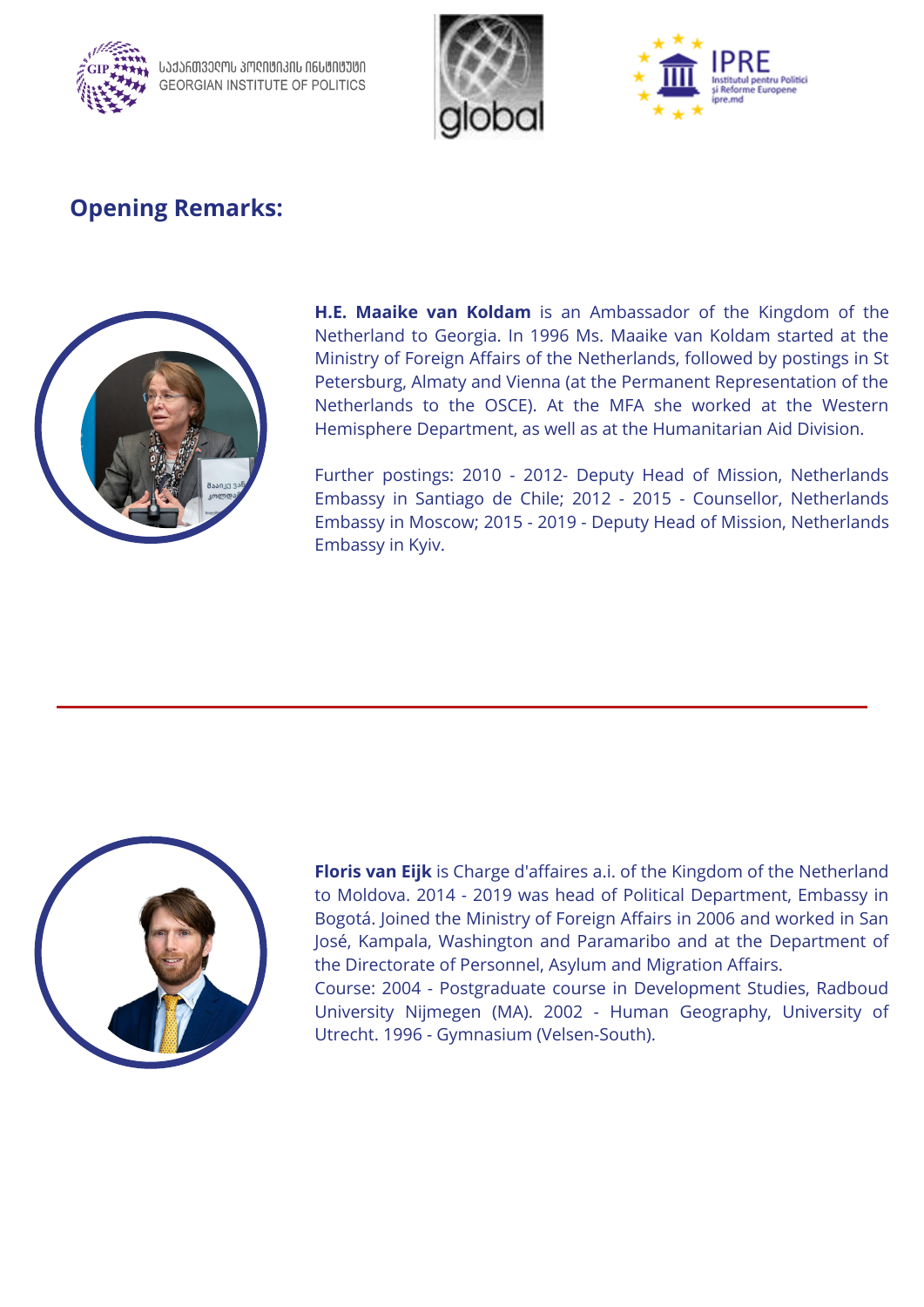## Opening Remarks:

**H.E. Maaike van Koldam** is an Ambassador of the Kingdom of the Netherland to Georgia. In 1996 Ms. Maaike van Koldam started at the Ministry of Foreign Affairs of the Netherlands, followed by postings in St Petersburg, Almaty and Vienna (at the Permanent Representation of the Netherlands to the OSCE). At the MFA she worked at the Western Hemisphere Department, as well as at the Humanitarian Aid Division.

Further postings: 2010 - 2012- Deputy Head of Mission, Netherlands Embassy in Santiago de Chile; 2012 - 2015 - Counsellor, Netherlands Embassy in Moscow; 2015 - 2019 - Deputy Head of Mission, Netherlands Embassy in Kyiv.

---

**Floris van Eijk** is Charge d'affaires a.i. of the Kingdom of the Netherland to Moldova. 2014 - 2019 was head of Political Department, Embassy in Bogotá. Joined the Ministry of Foreign Affairs in 2006 and worked in San José, Kampala, Washington and Paramaribo and at the Department of the Directorate of Personnel, Asylum and Migration Affairs.
Course: 2004 - Postgraduate course in Development Studies, Radboud University Nijmegen (MA). 2002 - Human Geography, University of Utrecht. 1996 - Gymnasium (Velsen-South).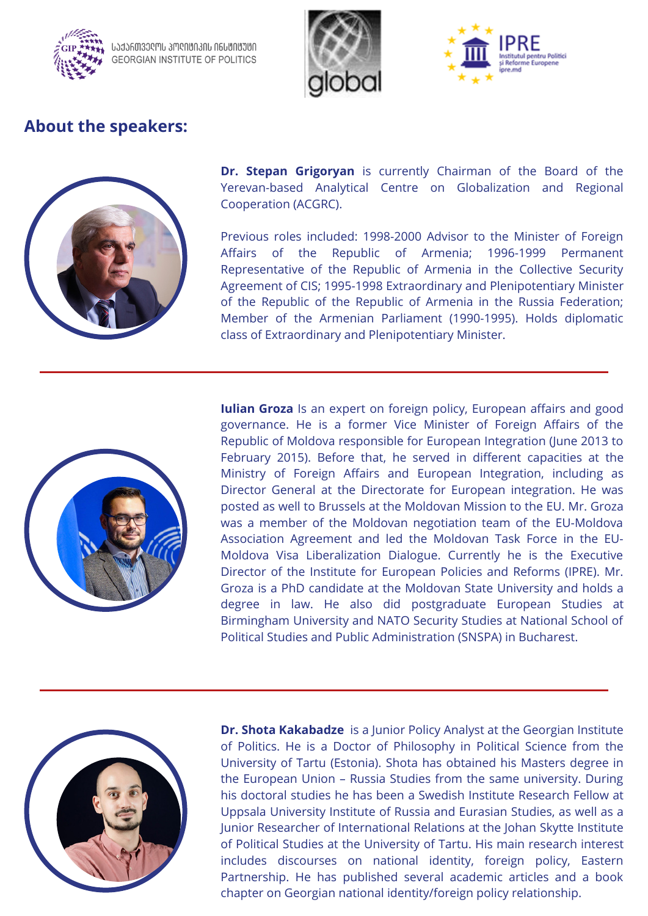## About the speakers:

**Dr. Stepan Grigoryan** is currently Chairman of the Board of the Yerevan-based Analytical Centre on Globalization and Regional Cooperation (ACGRC).

Previous roles included: 1998-2000 Advisor to the Minister of Foreign Affairs of the Republic of Armenia; 1996-1999 Permanent Representative of the Republic of Armenia in the Collective Security Agreement of CIS; 1995-1998 Extraordinary and Plenipotentiary Minister of the Republic of the Republic of Armenia in the Russia Federation; Member of the Armenian Parliament (1990-1995). Holds diplomatic class of Extraordinary and Plenipotentiary Minister.

---

**Iulian Groza** Is an expert on foreign policy, European affairs and good governance. He is a former Vice Minister of Foreign Affairs of the Republic of Moldova responsible for European Integration (June 2013 to February 2015). Before that, he served in different capacities at the Ministry of Foreign Affairs and European Integration, including as Director General at the Directorate for European integration. He was posted as well to Brussels at the Moldovan Mission to the EU. Mr. Groza was a member of the Moldovan negotiation team of the EU-Moldova Association Agreement and led the Moldovan Task Force in the EU-Moldova Visa Liberalization Dialogue. Currently he is the Executive Director of the Institute for European Policies and Reforms (IPRE). Mr. Groza is a PhD candidate at the Moldovan State University and holds a degree in law. He also did postgraduate European Studies at Birmingham University and NATO Security Studies at National School of Political Studies and Public Administration (SNSPA) in Bucharest.

---

**Dr. Shota Kakabadze** is a Junior Policy Analyst at the Georgian Institute of Politics. He is a Doctor of Philosophy in Political Science from the University of Tartu (Estonia). Shota has obtained his Masters degree in the European Union – Russia Studies from the same university. During his doctoral studies he has been a Swedish Institute Research Fellow at Uppsala University Institute of Russia and Eurasian Studies, as well as a Junior Researcher of International Relations at the Johan Skytte Institute of Political Studies at the University of Tartu. His main research interest includes discourses on national identity, foreign policy, Eastern Partnership. He has published several academic articles and a book chapter on Georgian national identity/foreign policy relationship.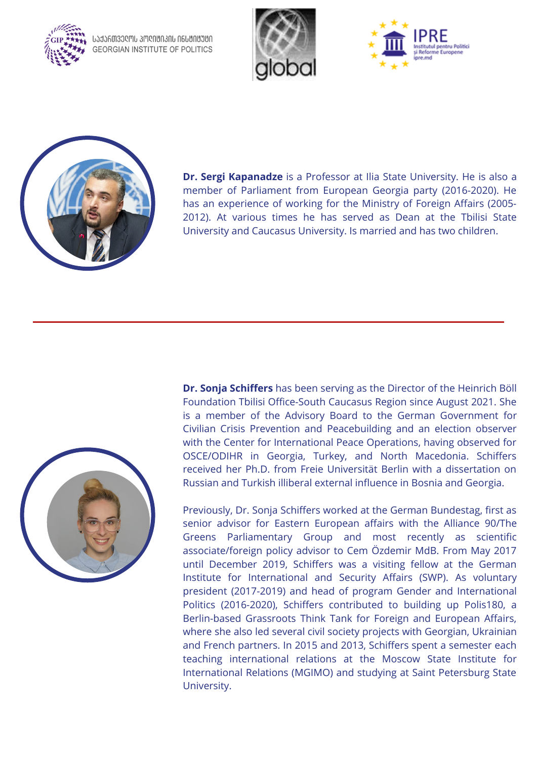**Dr. Sergi Kapanadze** is a Professor at Ilia State University. He is also a member of Parliament from European Georgia party (2016-2020). He has an experience of working for the Ministry of Foreign Affairs (2005-2012). At various times he has served as Dean at the Tbilisi State University and Caucasus University. Is married and has two children.

---

**Dr. Sonja Schiffers** has been serving as the Director of the Heinrich Böll Foundation Tbilisi Office-South Caucasus Region since August 2021. She is a member of the Advisory Board to the German Government for Civilian Crisis Prevention and Peacebuilding and an election observer with the Center for International Peace Operations, having observed for OSCE/ODIHR in Georgia, Turkey, and North Macedonia. Schiffers received her Ph.D. from Freie Universität Berlin with a dissertation on Russian and Turkish illiberal external influence in Bosnia and Georgia.

Previously, Dr. Sonja Schiffers worked at the German Bundestag, first as senior advisor for Eastern European affairs with the Alliance 90/The Greens Parliamentary Group and most recently as scientific associate/foreign policy advisor to Cem Özdemir MdB. From May 2017 until December 2019, Schiffers was a visiting fellow at the German Institute for International and Security Affairs (SWP). As voluntary president (2017-2019) and head of program Gender and International Politics (2016-2020), Schiffers contributed to building up Polis180, a Berlin-based Grassroots Think Tank for Foreign and European Affairs, where she also led several civil society projects with Georgian, Ukrainian and French partners. In 2015 and 2013, Schiffers spent a semester each teaching international relations at the Moscow State Institute for International Relations (MGIMO) and studying at Saint Petersburg State University.